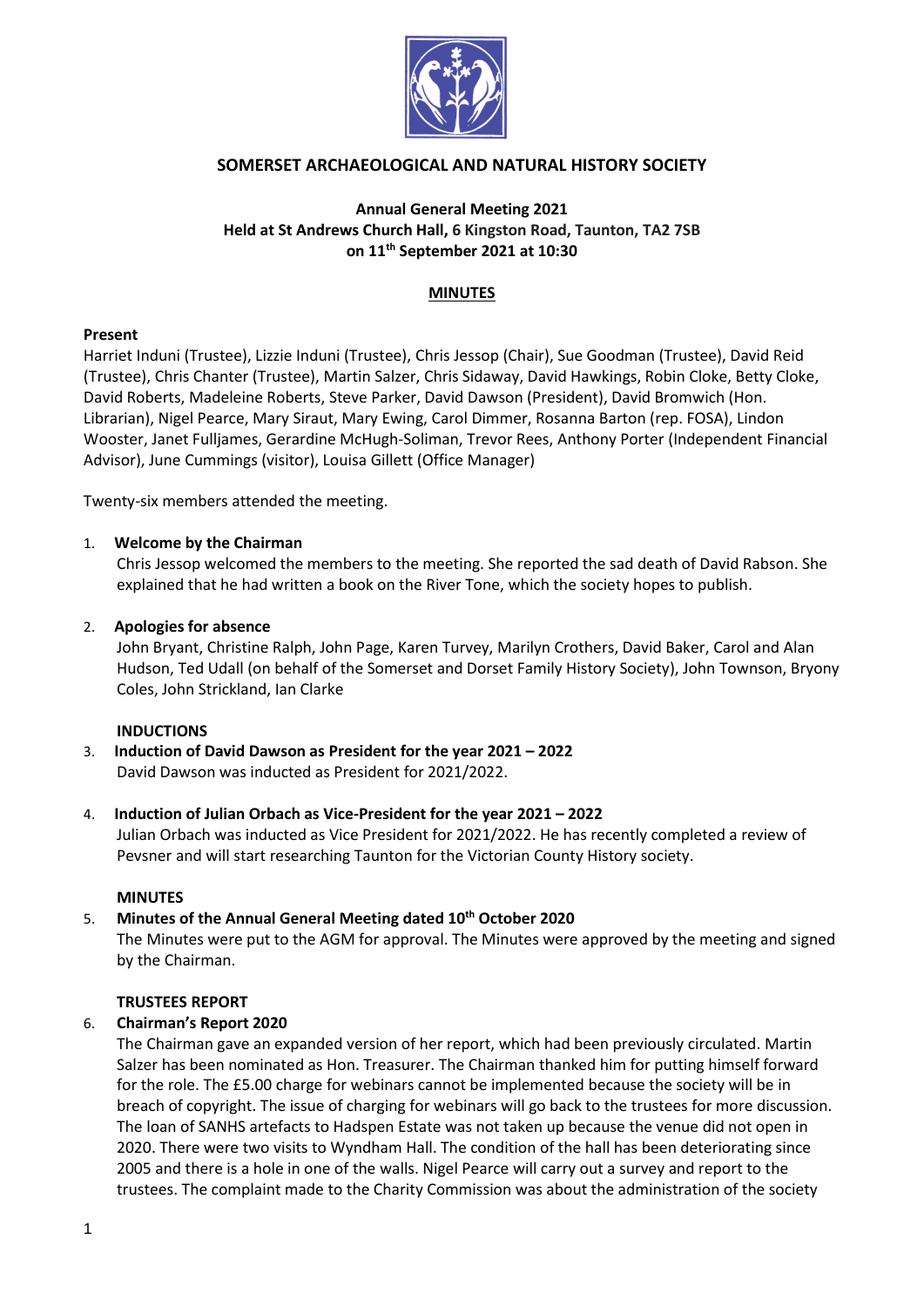**SOMERSET ARCHAEOLOGICAL AND NATURAL HISTORY SOCIETY**

**Annual General Meeting 2021**
**Held at St Andrews Church Hall, 6 Kingston Road, Taunton, TA2 7SB**
**on 11th September 2021 at 10:30**

**MINUTES**

**Present**

Harriet Induni (Trustee), Lizzie Induni (Trustee), Chris Jessop (Chair), Sue Goodman (Trustee), David Reid (Trustee), Chris Chanter (Trustee), Martin Salzer, Chris Sidaway, David Hawkings, Robin Cloke, Betty Cloke, David Roberts, Madeleine Roberts, Steve Parker, David Dawson (President), David Bromwich (Hon. Librarian), Nigel Pearce, Mary Siraut, Mary Ewing, Carol Dimmer, Rosanna Barton (rep. FOSA), Lindon Wooster, Janet Fulljames, Gerardine McHugh-Soliman, Trevor Rees, Anthony Porter (Independent Financial Advisor), June Cummings (visitor), Louisa Gillett (Office Manager)

Twenty-six members attended the meeting.

1. **Welcome by the Chairman**
   Chris Jessop welcomed the members to the meeting. She reported the sad death of David Rabson. She explained that he had written a book on the River Tone, which the society hopes to publish.

2. **Apologies for absence**
   John Bryant, Christine Ralph, John Page, Karen Turvey, Marilyn Crothers, David Baker, Carol and Alan Hudson, Ted Udall (on behalf of the Somerset and Dorset Family History Society), John Townson, Bryony Coles, John Strickland, Ian Clarke

**INDUCTIONS**

3. **Induction of David Dawson as President for the year 2021 – 2022**
   David Dawson was inducted as President for 2021/2022.

4. **Induction of Julian Orbach as Vice-President for the year 2021 – 2022**
   Julian Orbach was inducted as Vice President for 2021/2022. He has recently completed a review of Pevsner and will start researching Taunton for the Victorian County History society.

**MINUTES**

5. **Minutes of the Annual General Meeting dated 10th October 2020**
   The Minutes were put to the AGM for approval. The Minutes were approved by the meeting and signed by the Chairman.

**TRUSTEES REPORT**

6. **Chairman's Report 2020**
   The Chairman gave an expanded version of her report, which had been previously circulated. Martin Salzer has been nominated as Hon. Treasurer. The Chairman thanked him for putting himself forward for the role. The £5.00 charge for webinars cannot be implemented because the society will be in breach of copyright. The issue of charging for webinars will go back to the trustees for more discussion. The loan of SANHS artefacts to Hadspen Estate was not taken up because the venue did not open in 2020. There were two visits to Wyndham Hall. The condition of the hall has been deteriorating since 2005 and there is a hole in one of the walls. Nigel Pearce will carry out a survey and report to the trustees. The complaint made to the Charity Commission was about the administration of the society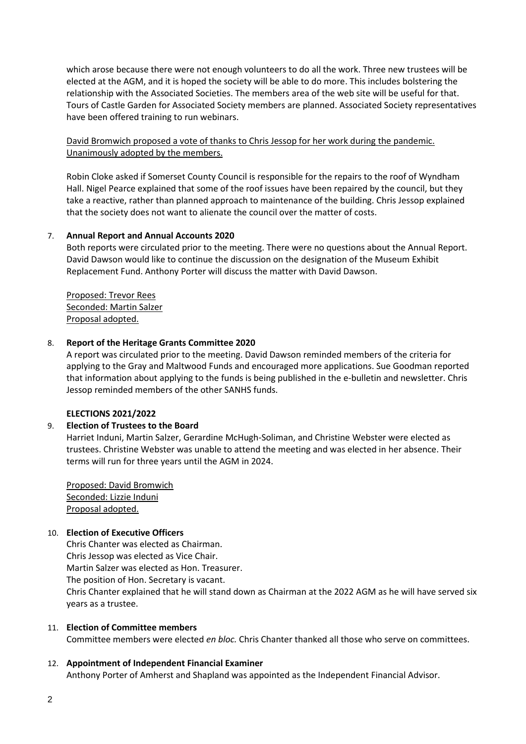which arose because there were not enough volunteers to do all the work. Three new trustees will be elected at the AGM, and it is hoped the society will be able to do more. This includes bolstering the relationship with the Associated Societies. The members area of the web site will be useful for that. Tours of Castle Garden for Associated Society members are planned. Associated Society representatives have been offered training to run webinars.

<u>David Bromwich proposed a vote of thanks to Chris Jessop for her work during the pandemic. Unanimously adopted by the members.</u>

Robin Cloke asked if Somerset County Council is responsible for the repairs to the roof of Wyndham Hall. Nigel Pearce explained that some of the roof issues have been repaired by the council, but they take a reactive, rather than planned approach to maintenance of the building. Chris Jessop explained that the society does not want to alienate the council over the matter of costs.

7. **Annual Report and Annual Accounts 2020**

   Both reports were circulated prior to the meeting. There were no questions about the Annual Report. David Dawson would like to continue the discussion on the designation of the Museum Exhibit Replacement Fund. Anthony Porter will discuss the matter with David Dawson.

   <u>Proposed: Trevor Rees</u>
   <u>Seconded: Martin Salzer</u>
   <u>Proposal adopted.</u>

8. **Report of the Heritage Grants Committee 2020**

   A report was circulated prior to the meeting. David Dawson reminded members of the criteria for applying to the Gray and Maltwood Funds and encouraged more applications. Sue Goodman reported that information about applying to the funds is being published in the e-bulletin and newsletter. Chris Jessop reminded members of the other SANHS funds.

**ELECTIONS 2021/2022**

9. **Election of Trustees to the Board**

   Harriet Induni, Martin Salzer, Gerardine McHugh-Soliman, and Christine Webster were elected as trustees. Christine Webster was unable to attend the meeting and was elected in her absence. Their terms will run for three years until the AGM in 2024.

   <u>Proposed: David Bromwich</u>
   <u>Seconded: Lizzie Induni</u>
   <u>Proposal adopted.</u>

10. **Election of Executive Officers**

    Chris Chanter was elected as Chairman.
    Chris Jessop was elected as Vice Chair.
    Martin Salzer was elected as Hon. Treasurer.
    The position of Hon. Secretary is vacant.
    Chris Chanter explained that he will stand down as Chairman at the 2022 AGM as he will have served six years as a trustee.

11. **Election of Committee members**

    Committee members were elected *en bloc.* Chris Chanter thanked all those who serve on committees.

12. **Appointment of Independent Financial Examiner**

    Anthony Porter of Amherst and Shapland was appointed as the Independent Financial Advisor.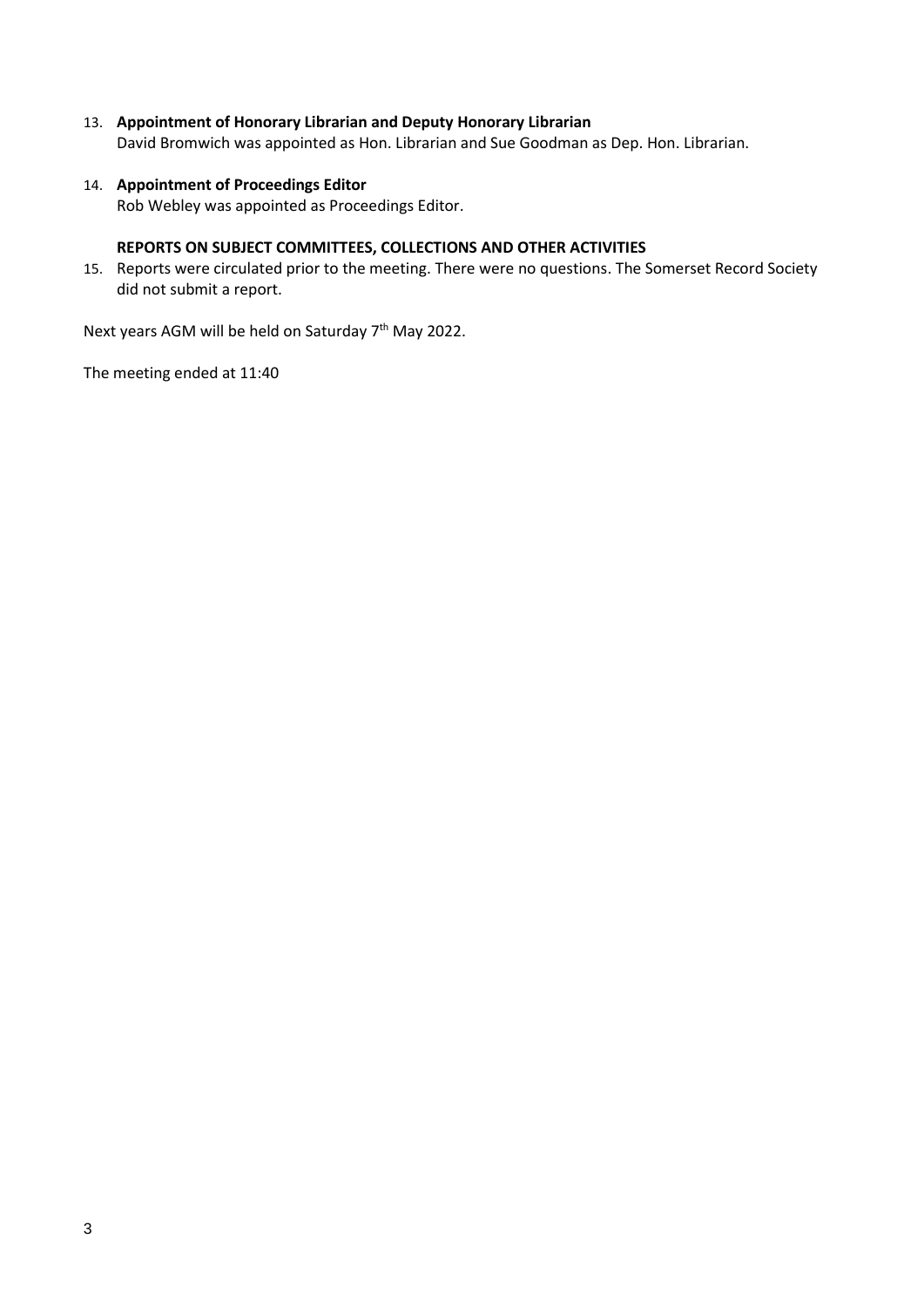13. **Appointment of Honorary Librarian and Deputy Honorary Librarian**
    David Bromwich was appointed as Hon. Librarian and Sue Goodman as Dep. Hon. Librarian.

14. **Appointment of Proceedings Editor**
    Rob Webley was appointed as Proceedings Editor.

**REPORTS ON SUBJECT COMMITTEES, COLLECTIONS AND OTHER ACTIVITIES**

15. Reports were circulated prior to the meeting. There were no questions. The Somerset Record Society did not submit a report.

Next years AGM will be held on Saturday 7th May 2022.

The meeting ended at 11:40